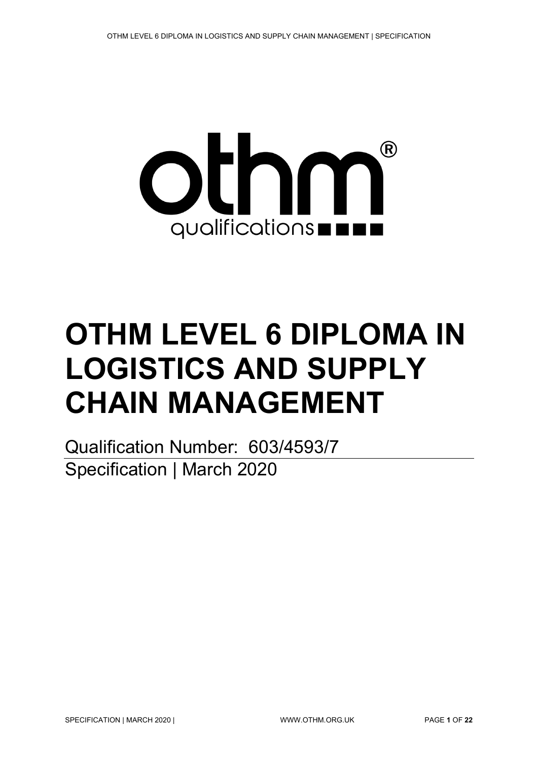# OTHM LEVEL 6 DIPLOMA IN LOGISTICS AND SUPPLY CHAIN MANAGEMENT

Qualification Number: 603/4593/7

Specification | March 2020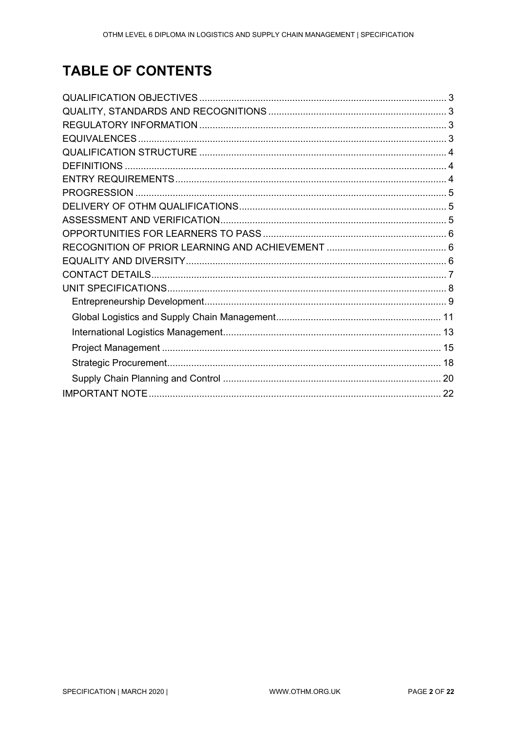# TABLE OF CONTENTS

QUALIFICATION OBJECTIVES ........................................................................................ 3
QUALITY, STANDARDS AND RECOGNITIONS .................................................................. 3
REGULATORY INFORMATION ........................................................................................ 3
EQUIVALENCES ................................................................................................................. 3
QUALIFICATION STRUCTURE ........................................................................................ 4
DEFINITIONS ...................................................................................................................... 4
ENTRY REQUIREMENTS .................................................................................................... 4
PROGRESSION ................................................................................................................... 5
DELIVERY OF OTHM QUALIFICATIONS ............................................................................. 5
ASSESSMENT AND VERIFICATION .................................................................................... 5
OPPORTUNITIES FOR LEARNERS TO PASS ..................................................................... 6
RECOGNITION OF PRIOR LEARNING AND ACHIEVEMENT ............................................. 6
EQUALITY AND DIVERSITY ................................................................................................. 6
CONTACT DETAILS ............................................................................................................. 7
UNIT SPECIFICATIONS ........................................................................................................ 8
- Entrepreneurship Development .......................................................................................... 9
- Global Logistics and Supply Chain Management ............................................................. 11
- International Logistics Management ................................................................................. 13
- Project Management ......................................................................................................... 15
- Strategic Procurement ...................................................................................................... 18
- Supply Chain Planning and Control .................................................................................. 20

IMPORTANT NOTE ............................................................................................................. 22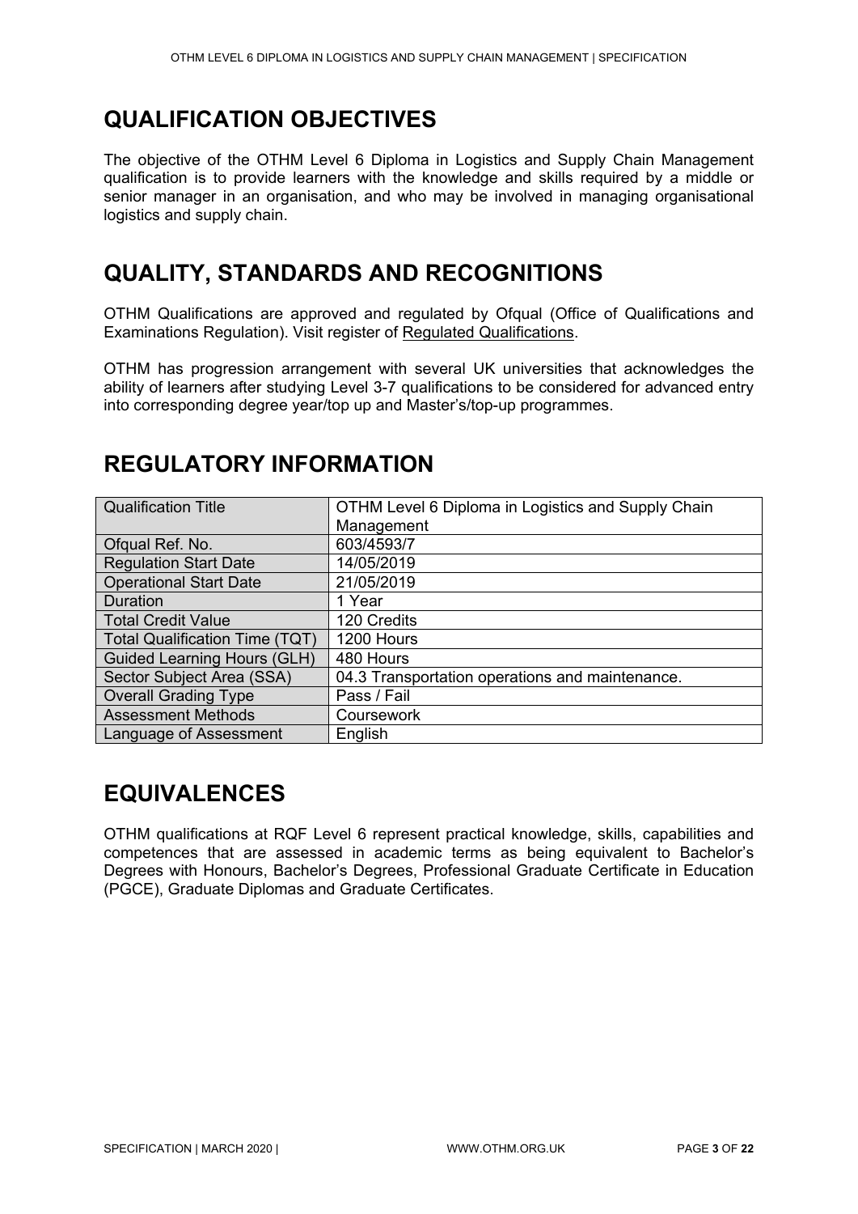## QUALIFICATION OBJECTIVES

The objective of the OTHM Level 6 Diploma in Logistics and Supply Chain Management qualification is to provide learners with the knowledge and skills required by a middle or senior manager in an organisation, and who may be involved in managing organisational logistics and supply chain.

## QUALITY, STANDARDS AND RECOGNITIONS

OTHM Qualifications are approved and regulated by Ofqual (Office of Qualifications and Examinations Regulation). Visit register of Regulated Qualifications.

OTHM has progression arrangement with several UK universities that acknowledges the ability of learners after studying Level 3-7 qualifications to be considered for advanced entry into corresponding degree year/top up and Master's/top-up programmes.

## REGULATORY INFORMATION

| Qualification Title | OTHM Level 6 Diploma in Logistics and Supply Chain Management |
|---|---|
| Ofqual Ref. No. | 603/4593/7 |
| Regulation Start Date | 14/05/2019 |
| Operational Start Date | 21/05/2019 |
| Duration | 1 Year |
| Total Credit Value | 120 Credits |
| Total Qualification Time (TQT) | 1200 Hours |
| Guided Learning Hours (GLH) | 480 Hours |
| Sector Subject Area (SSA) | 04.3 Transportation operations and maintenance. |
| Overall Grading Type | Pass / Fail |
| Assessment Methods | Coursework |
| Language of Assessment | English |

## EQUIVALENCES

OTHM qualifications at RQF Level 6 represent practical knowledge, skills, capabilities and competences that are assessed in academic terms as being equivalent to Bachelor's Degrees with Honours, Bachelor's Degrees, Professional Graduate Certificate in Education (PGCE), Graduate Diplomas and Graduate Certificates.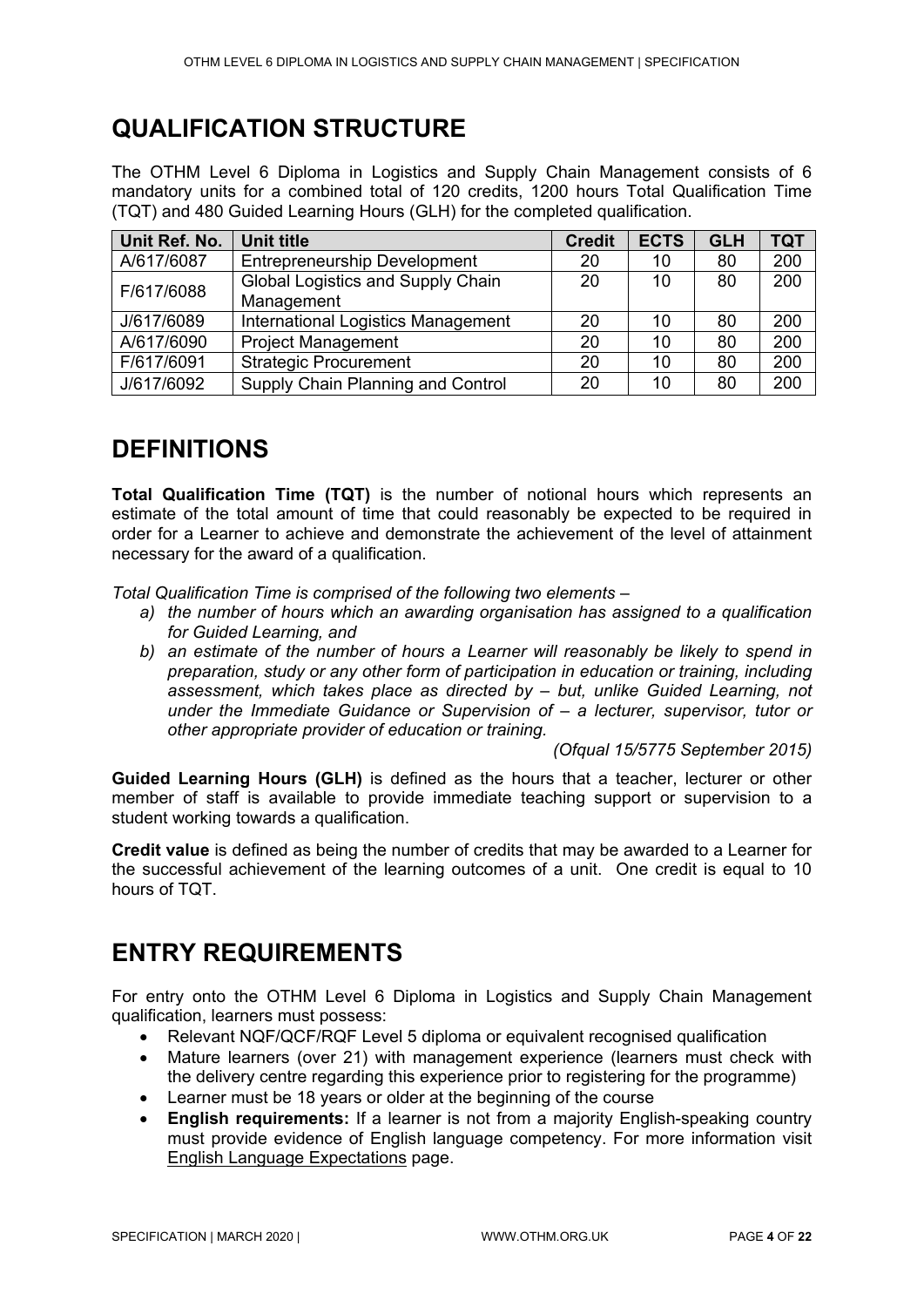# QUALIFICATION STRUCTURE

The OTHM Level 6 Diploma in Logistics and Supply Chain Management consists of 6 mandatory units for a combined total of 120 credits, 1200 hours Total Qualification Time (TQT) and 480 Guided Learning Hours (GLH) for the completed qualification.

| Unit Ref. No. | Unit title | Credit | ECTS | GLH | TQT |
|---|---|---|---|---|---|
| A/617/6087 | Entrepreneurship Development | 20 | 10 | 80 | 200 |
| F/617/6088 | Global Logistics and Supply Chain Management | 20 | 10 | 80 | 200 |
| J/617/6089 | International Logistics Management | 20 | 10 | 80 | 200 |
| A/617/6090 | Project Management | 20 | 10 | 80 | 200 |
| F/617/6091 | Strategic Procurement | 20 | 10 | 80 | 200 |
| J/617/6092 | Supply Chain Planning and Control | 20 | 10 | 80 | 200 |

# DEFINITIONS

**Total Qualification Time (TQT)** is the number of notional hours which represents an estimate of the total amount of time that could reasonably be expected to be required in order for a Learner to achieve and demonstrate the achievement of the level of attainment necessary for the award of a qualification.

*Total Qualification Time is comprised of the following two elements –*

*a) the number of hours which an awarding organisation has assigned to a qualification for Guided Learning, and*

*b) an estimate of the number of hours a Learner will reasonably be likely to spend in preparation, study or any other form of participation in education or training, including assessment, which takes place as directed by – but, unlike Guided Learning, not under the Immediate Guidance or Supervision of – a lecturer, supervisor, tutor or other appropriate provider of education or training.*

*(Ofqual 15/5775 September 2015)*

**Guided Learning Hours (GLH)** is defined as the hours that a teacher, lecturer or other member of staff is available to provide immediate teaching support or supervision to a student working towards a qualification.

**Credit value** is defined as being the number of credits that may be awarded to a Learner for the successful achievement of the learning outcomes of a unit. One credit is equal to 10 hours of TQT.

# ENTRY REQUIREMENTS

For entry onto the OTHM Level 6 Diploma in Logistics and Supply Chain Management qualification, learners must possess:

- Relevant NQF/QCF/RQF Level 5 diploma or equivalent recognised qualification
- Mature learners (over 21) with management experience (learners must check with the delivery centre regarding this experience prior to registering for the programme)
- Learner must be 18 years or older at the beginning of the course
- **English requirements:** If a learner is not from a majority English-speaking country must provide evidence of English language competency. For more information visit English Language Expectations page.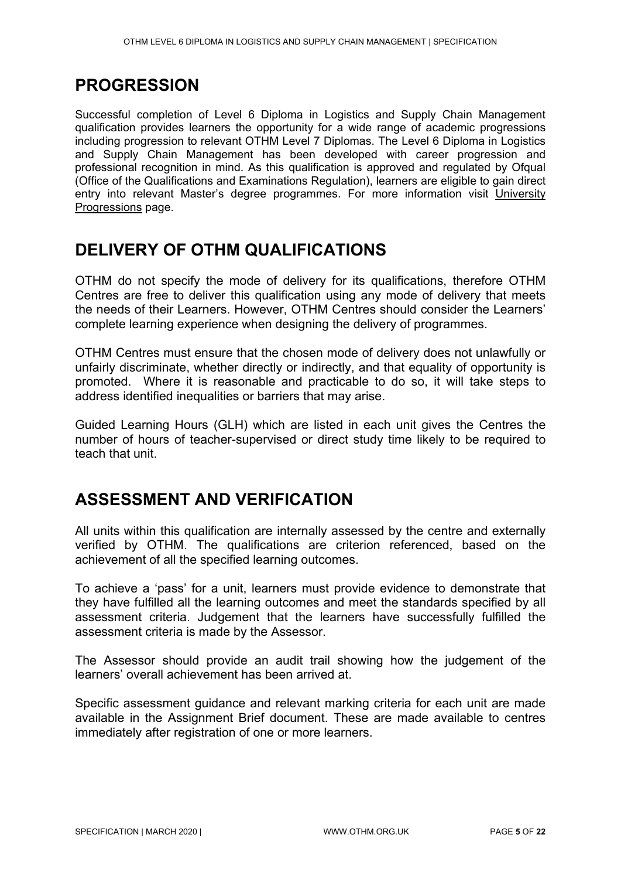## PROGRESSION

Successful completion of Level 6 Diploma in Logistics and Supply Chain Management qualification provides learners the opportunity for a wide range of academic progressions including progression to relevant OTHM Level 7 Diplomas. The Level 6 Diploma in Logistics and Supply Chain Management has been developed with career progression and professional recognition in mind. As this qualification is approved and regulated by Ofqual (Office of the Qualifications and Examinations Regulation), learners are eligible to gain direct entry into relevant Master's degree programmes. For more information visit University Progressions page.

## DELIVERY OF OTHM QUALIFICATIONS

OTHM do not specify the mode of delivery for its qualifications, therefore OTHM Centres are free to deliver this qualification using any mode of delivery that meets the needs of their Learners. However, OTHM Centres should consider the Learners' complete learning experience when designing the delivery of programmes.

OTHM Centres must ensure that the chosen mode of delivery does not unlawfully or unfairly discriminate, whether directly or indirectly, and that equality of opportunity is promoted. Where it is reasonable and practicable to do so, it will take steps to address identified inequalities or barriers that may arise.

Guided Learning Hours (GLH) which are listed in each unit gives the Centres the number of hours of teacher-supervised or direct study time likely to be required to teach that unit.

## ASSESSMENT AND VERIFICATION

All units within this qualification are internally assessed by the centre and externally verified by OTHM. The qualifications are criterion referenced, based on the achievement of all the specified learning outcomes.

To achieve a 'pass' for a unit, learners must provide evidence to demonstrate that they have fulfilled all the learning outcomes and meet the standards specified by all assessment criteria. Judgement that the learners have successfully fulfilled the assessment criteria is made by the Assessor.

The Assessor should provide an audit trail showing how the judgement of the learners' overall achievement has been arrived at.

Specific assessment guidance and relevant marking criteria for each unit are made available in the Assignment Brief document. These are made available to centres immediately after registration of one or more learners.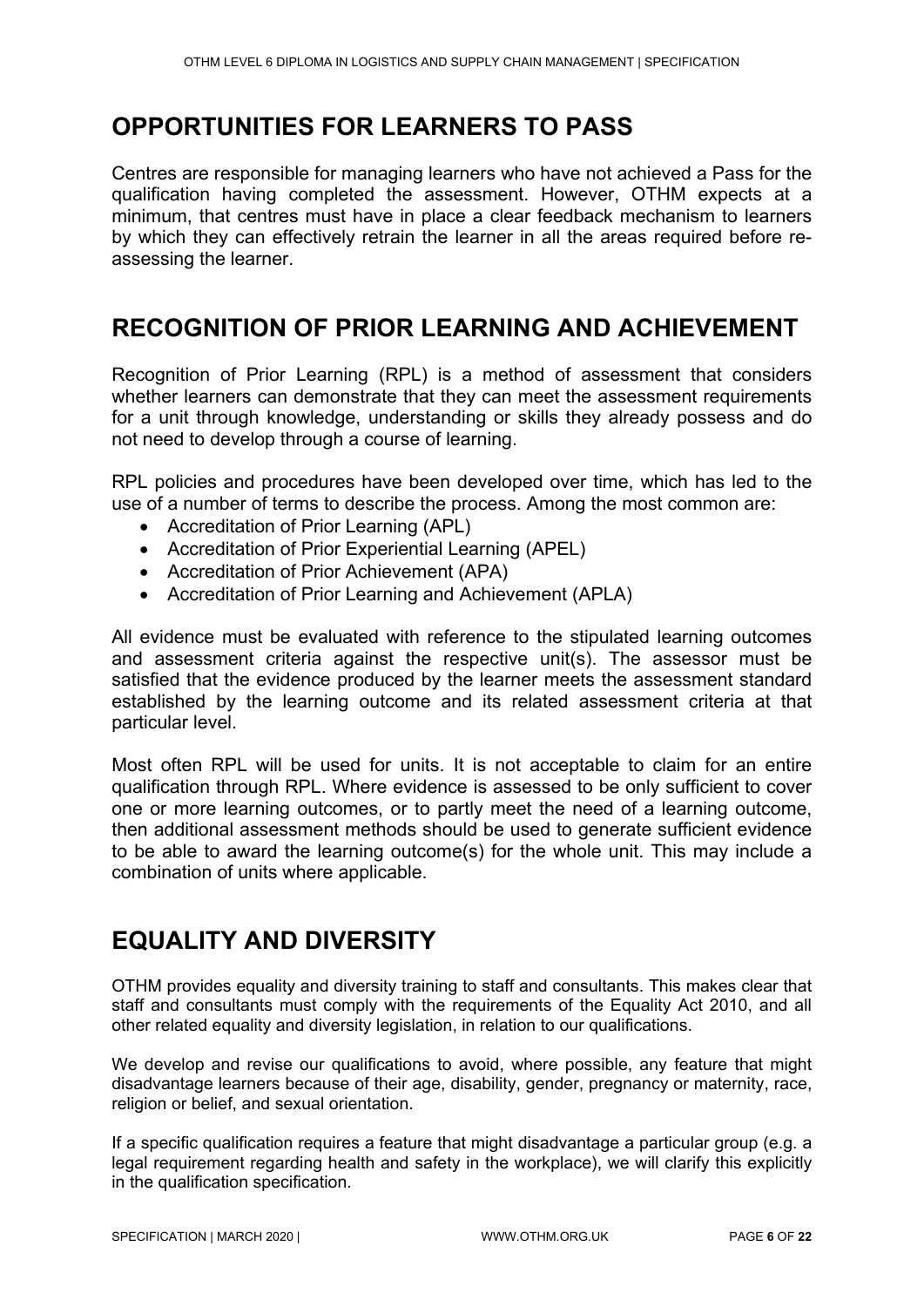## OPPORTUNITIES FOR LEARNERS TO PASS

Centres are responsible for managing learners who have not achieved a Pass for the qualification having completed the assessment. However, OTHM expects at a minimum, that centres must have in place a clear feedback mechanism to learners by which they can effectively retrain the learner in all the areas required before re-assessing the learner.

## RECOGNITION OF PRIOR LEARNING AND ACHIEVEMENT

Recognition of Prior Learning (RPL) is a method of assessment that considers whether learners can demonstrate that they can meet the assessment requirements for a unit through knowledge, understanding or skills they already possess and do not need to develop through a course of learning.

RPL policies and procedures have been developed over time, which has led to the use of a number of terms to describe the process. Among the most common are:

- Accreditation of Prior Learning (APL)
- Accreditation of Prior Experiential Learning (APEL)
- Accreditation of Prior Achievement (APA)
- Accreditation of Prior Learning and Achievement (APLA)

All evidence must be evaluated with reference to the stipulated learning outcomes and assessment criteria against the respective unit(s). The assessor must be satisfied that the evidence produced by the learner meets the assessment standard established by the learning outcome and its related assessment criteria at that particular level.

Most often RPL will be used for units. It is not acceptable to claim for an entire qualification through RPL. Where evidence is assessed to be only sufficient to cover one or more learning outcomes, or to partly meet the need of a learning outcome, then additional assessment methods should be used to generate sufficient evidence to be able to award the learning outcome(s) for the whole unit. This may include a combination of units where applicable.

## EQUALITY AND DIVERSITY

OTHM provides equality and diversity training to staff and consultants. This makes clear that staff and consultants must comply with the requirements of the Equality Act 2010, and all other related equality and diversity legislation, in relation to our qualifications.

We develop and revise our qualifications to avoid, where possible, any feature that might disadvantage learners because of their age, disability, gender, pregnancy or maternity, race, religion or belief, and sexual orientation.

If a specific qualification requires a feature that might disadvantage a particular group (e.g. a legal requirement regarding health and safety in the workplace), we will clarify this explicitly in the qualification specification.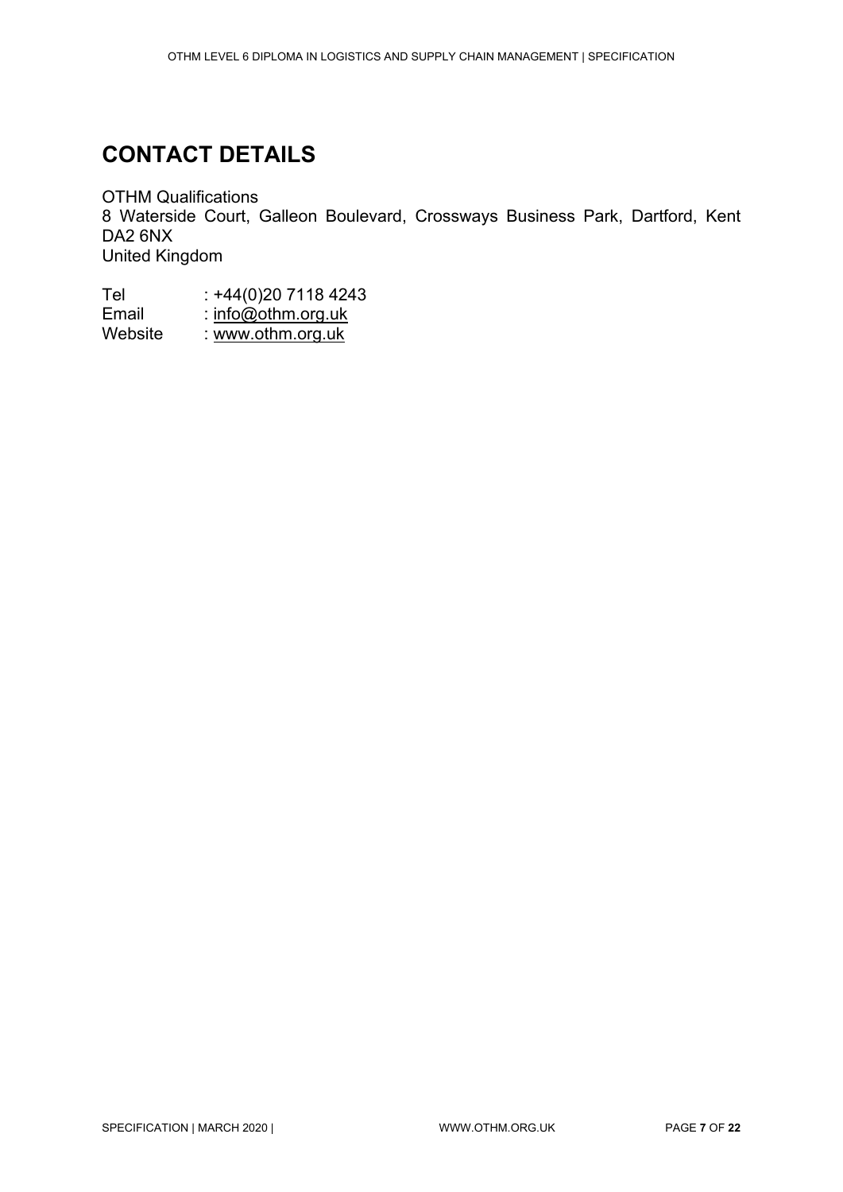# CONTACT DETAILS

OTHM Qualifications
8 Waterside Court, Galleon Boulevard, Crossways Business Park, Dartford, Kent DA2 6NX
United Kingdom

Tel : +44(0)20 7118 4243
Email : info@othm.org.uk
Website : www.othm.org.uk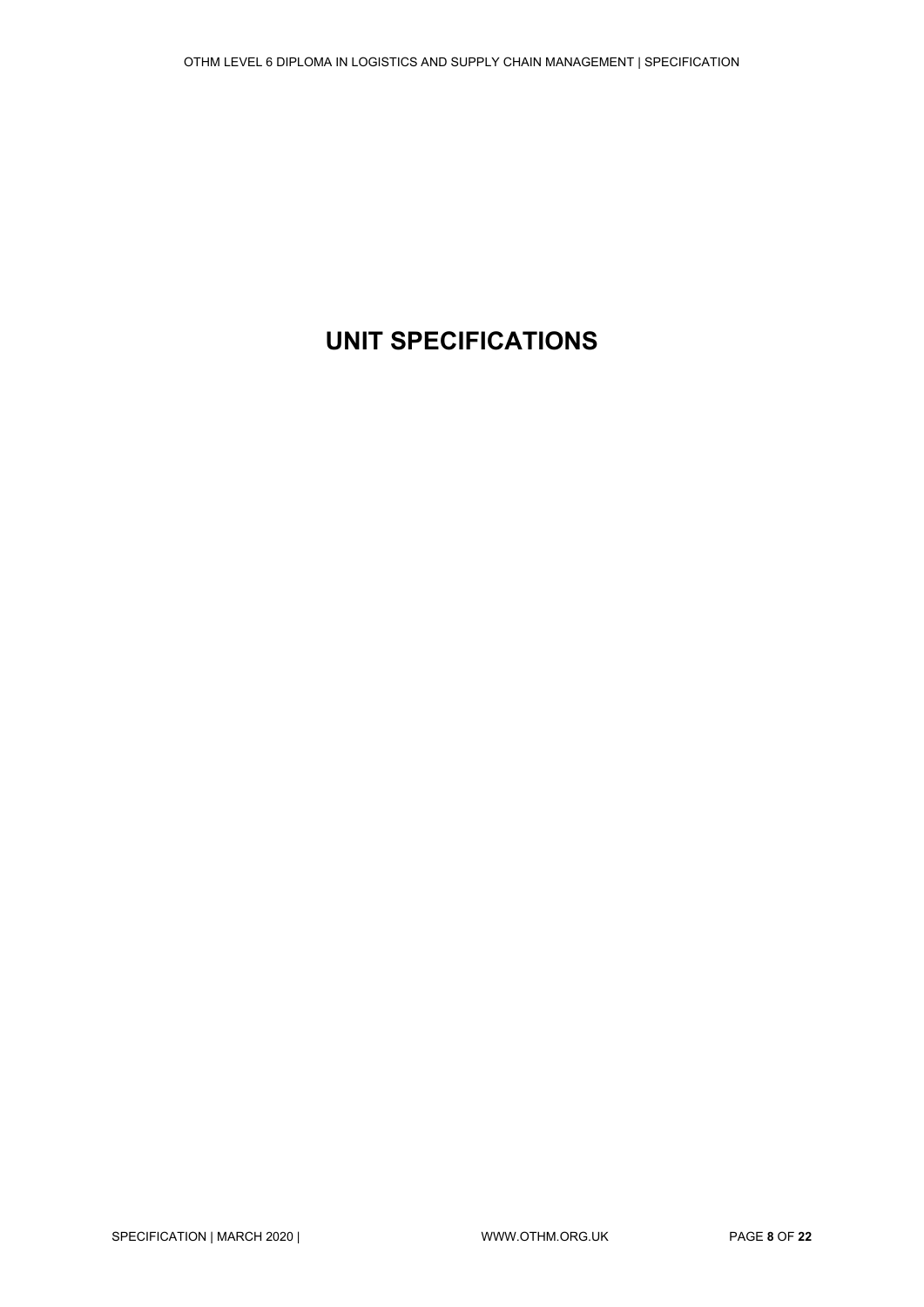# UNIT SPECIFICATIONS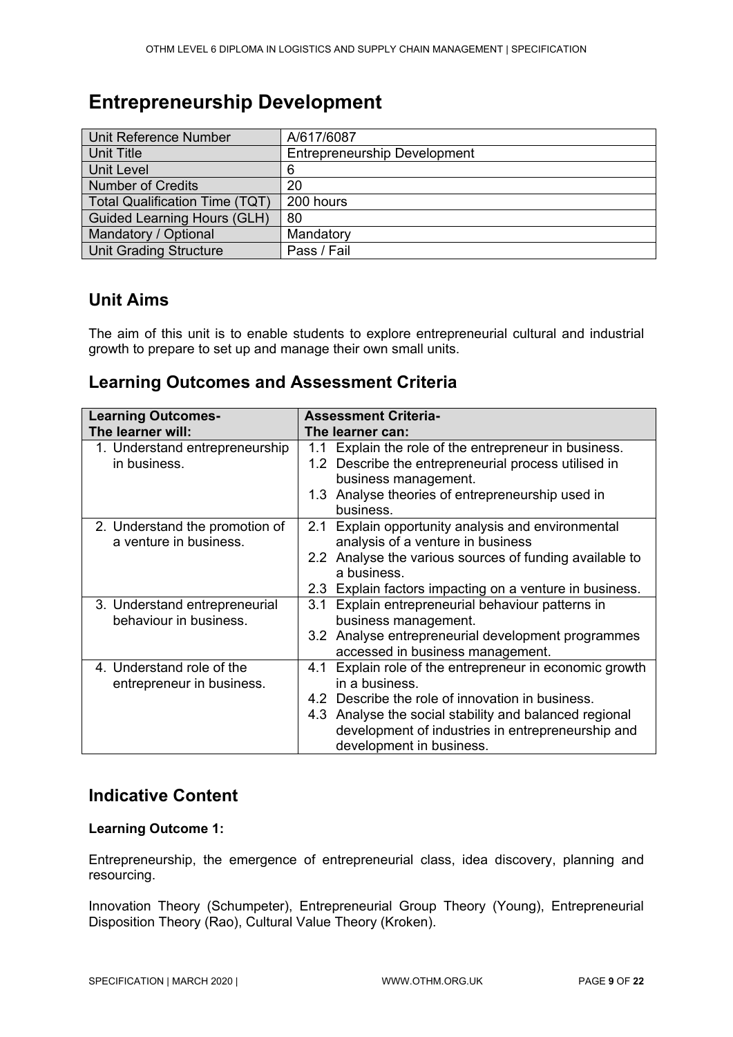# Entrepreneurship Development

| Unit Reference Number | A/617/6087 |
|---|---|
| Unit Title | Entrepreneurship Development |
| Unit Level | 6 |
| Number of Credits | 20 |
| Total Qualification Time (TQT) | 200 hours |
| Guided Learning Hours (GLH) | 80 |
| Mandatory / Optional | Mandatory |
| Unit Grading Structure | Pass / Fail |

## Unit Aims

The aim of this unit is to enable students to explore entrepreneurial cultural and industrial growth to prepare to set up and manage their own small units.

## Learning Outcomes and Assessment Criteria

| Learning Outcomes- The learner will: | Assessment Criteria- The learner can: |
|---|---|
| 1. Understand entrepreneurship in business. | 1.1 Explain the role of the entrepreneur in business.<br>1.2 Describe the entrepreneurial process utilised in business management.<br>1.3 Analyse theories of entrepreneurship used in business. |
| 2. Understand the promotion of a venture in business. | 2.1 Explain opportunity analysis and environmental analysis of a venture in business<br>2.2 Analyse the various sources of funding available to a business.<br>2.3 Explain factors impacting on a venture in business. |
| 3. Understand entrepreneurial behaviour in business. | 3.1 Explain entrepreneurial behaviour patterns in business management.<br>3.2 Analyse entrepreneurial development programmes accessed in business management. |
| 4. Understand role of the entrepreneur in business. | 4.1 Explain role of the entrepreneur in economic growth in a business.<br>4.2 Describe the role of innovation in business.<br>4.3 Analyse the social stability and balanced regional development of industries in entrepreneurship and development in business. |

## Indicative Content

**Learning Outcome 1:**

Entrepreneurship, the emergence of entrepreneurial class, idea discovery, planning and resourcing.

Innovation Theory (Schumpeter), Entrepreneurial Group Theory (Young), Entrepreneurial Disposition Theory (Rao), Cultural Value Theory (Kroken).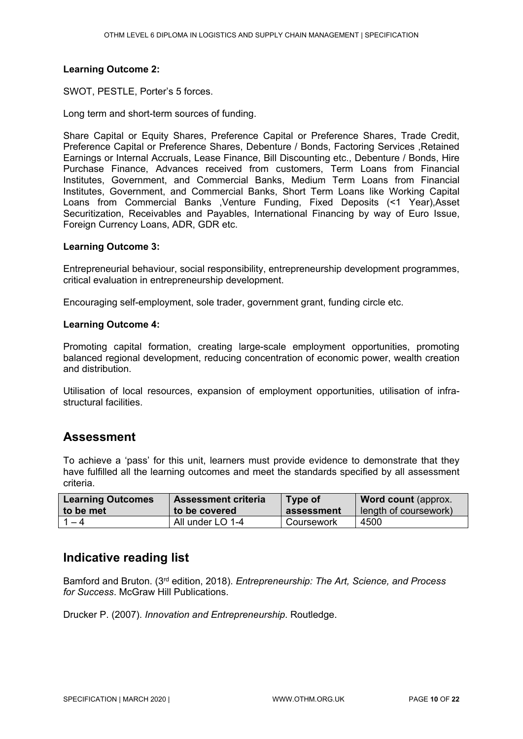**Learning Outcome 2:**

SWOT, PESTLE, Porter's 5 forces.

Long term and short-term sources of funding.

Share Capital or Equity Shares, Preference Capital or Preference Shares, Trade Credit, Preference Capital or Preference Shares, Debenture / Bonds, Factoring Services ,Retained Earnings or Internal Accruals, Lease Finance, Bill Discounting etc., Debenture / Bonds, Hire Purchase Finance, Advances received from customers, Term Loans from Financial Institutes, Government, and Commercial Banks, Medium Term Loans from Financial Institutes, Government, and Commercial Banks, Short Term Loans like Working Capital Loans from Commercial Banks ,Venture Funding, Fixed Deposits (<1 Year),Asset Securitization, Receivables and Payables, International Financing by way of Euro Issue, Foreign Currency Loans, ADR, GDR etc.

**Learning Outcome 3:**

Entrepreneurial behaviour, social responsibility, entrepreneurship development programmes, critical evaluation in entrepreneurship development.

Encouraging self-employment, sole trader, government grant, funding circle etc.

**Learning Outcome 4:**

Promoting capital formation, creating large-scale employment opportunities, promoting balanced regional development, reducing concentration of economic power, wealth creation and distribution.

Utilisation of local resources, expansion of employment opportunities, utilisation of infra-structural facilities.

## Assessment

To achieve a 'pass' for this unit, learners must provide evidence to demonstrate that they have fulfilled all the learning outcomes and meet the standards specified by all assessment criteria.

| Learning Outcomes to be met | Assessment criteria to be covered | Type of assessment | Word count (approx. length of coursework) |
|---|---|---|---|
| 1 – 4 | All under LO 1-4 | Coursework | 4500 |

## Indicative reading list

Bamford and Bruton. (3rd edition, 2018). *Entrepreneurship: The Art, Science, and Process for Success*. McGraw Hill Publications.

Drucker P. (2007). *Innovation and Entrepreneurship*. Routledge.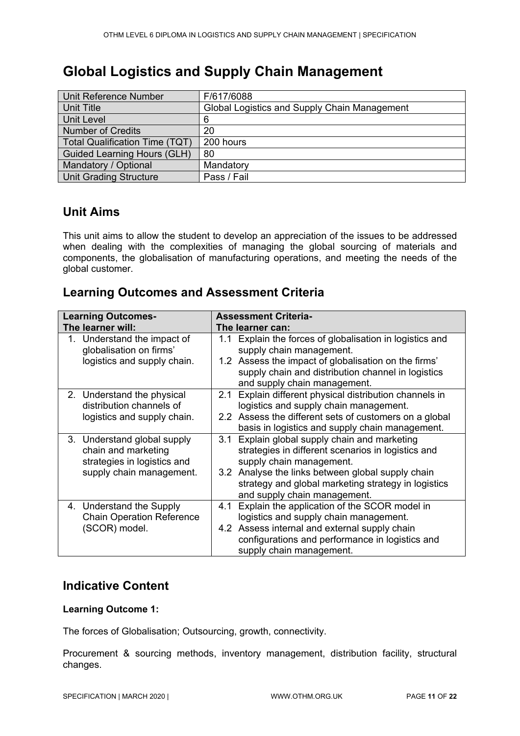# Global Logistics and Supply Chain Management

| Unit Reference Number | F/617/6088 |
|---|---|
| Unit Title | Global Logistics and Supply Chain Management |
| Unit Level | 6 |
| Number of Credits | 20 |
| Total Qualification Time (TQT) | 200 hours |
| Guided Learning Hours (GLH) | 80 |
| Mandatory / Optional | Mandatory |
| Unit Grading Structure | Pass / Fail |

## Unit Aims

This unit aims to allow the student to develop an appreciation of the issues to be addressed when dealing with the complexities of managing the global sourcing of materials and components, the globalisation of manufacturing operations, and meeting the needs of the global customer.

## Learning Outcomes and Assessment Criteria

| Learning Outcomes- The learner will: | Assessment Criteria- The learner can: |
|---|---|
| 1. Understand the impact of globalisation on firms' logistics and supply chain. | 1.1 Explain the forces of globalisation in logistics and supply chain management.<br>1.2 Assess the impact of globalisation on the firms' supply chain and distribution channel in logistics and supply chain management. |
| 2. Understand the physical distribution channels of logistics and supply chain. | 2.1 Explain different physical distribution channels in logistics and supply chain management.<br>2.2 Assess the different sets of customers on a global basis in logistics and supply chain management. |
| 3. Understand global supply chain and marketing strategies in logistics and supply chain management. | 3.1 Explain global supply chain and marketing strategies in different scenarios in logistics and supply chain management.<br>3.2 Analyse the links between global supply chain strategy and global marketing strategy in logistics and supply chain management. |
| 4. Understand the Supply Chain Operation Reference (SCOR) model. | 4.1 Explain the application of the SCOR model in logistics and supply chain management.<br>4.2 Assess internal and external supply chain configurations and performance in logistics and supply chain management. |

## Indicative Content

**Learning Outcome 1:**

The forces of Globalisation; Outsourcing, growth, connectivity.

Procurement & sourcing methods, inventory management, distribution facility, structural changes.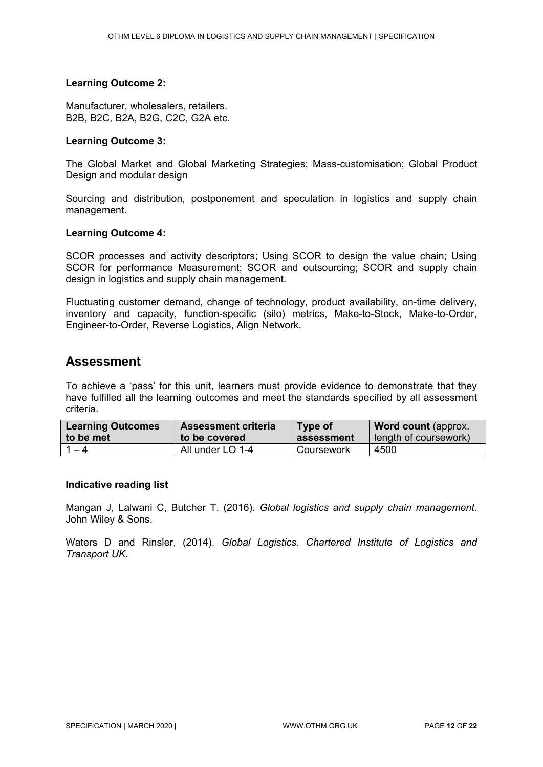**Learning Outcome 2:**

Manufacturer, wholesalers, retailers.
B2B, B2C, B2A, B2G, C2C, G2A etc.

**Learning Outcome 3:**

The Global Market and Global Marketing Strategies; Mass-customisation; Global Product Design and modular design

Sourcing and distribution, postponement and speculation in logistics and supply chain management.

**Learning Outcome 4:**

SCOR processes and activity descriptors; Using SCOR to design the value chain; Using SCOR for performance Measurement; SCOR and outsourcing; SCOR and supply chain design in logistics and supply chain management.

Fluctuating customer demand, change of technology, product availability, on-time delivery, inventory and capacity, function-specific (silo) metrics, Make-to-Stock, Make-to-Order, Engineer-to-Order, Reverse Logistics, Align Network.

## Assessment

To achieve a 'pass' for this unit, learners must provide evidence to demonstrate that they have fulfilled all the learning outcomes and meet the standards specified by all assessment criteria.

| **Learning Outcomes to be met** | **Assessment criteria to be covered** | **Type of assessment** | **Word count** (approx. length of coursework) |
|---|---|---|---|
| 1 – 4 | All under LO 1-4 | Coursework | 4500 |

**Indicative reading list**

Mangan J, Lalwani C, Butcher T. (2016). *Global logistics and supply chain management*. John Wiley & Sons.

Waters D and Rinsler, (2014). *Global Logistics. Chartered Institute of Logistics and Transport UK.*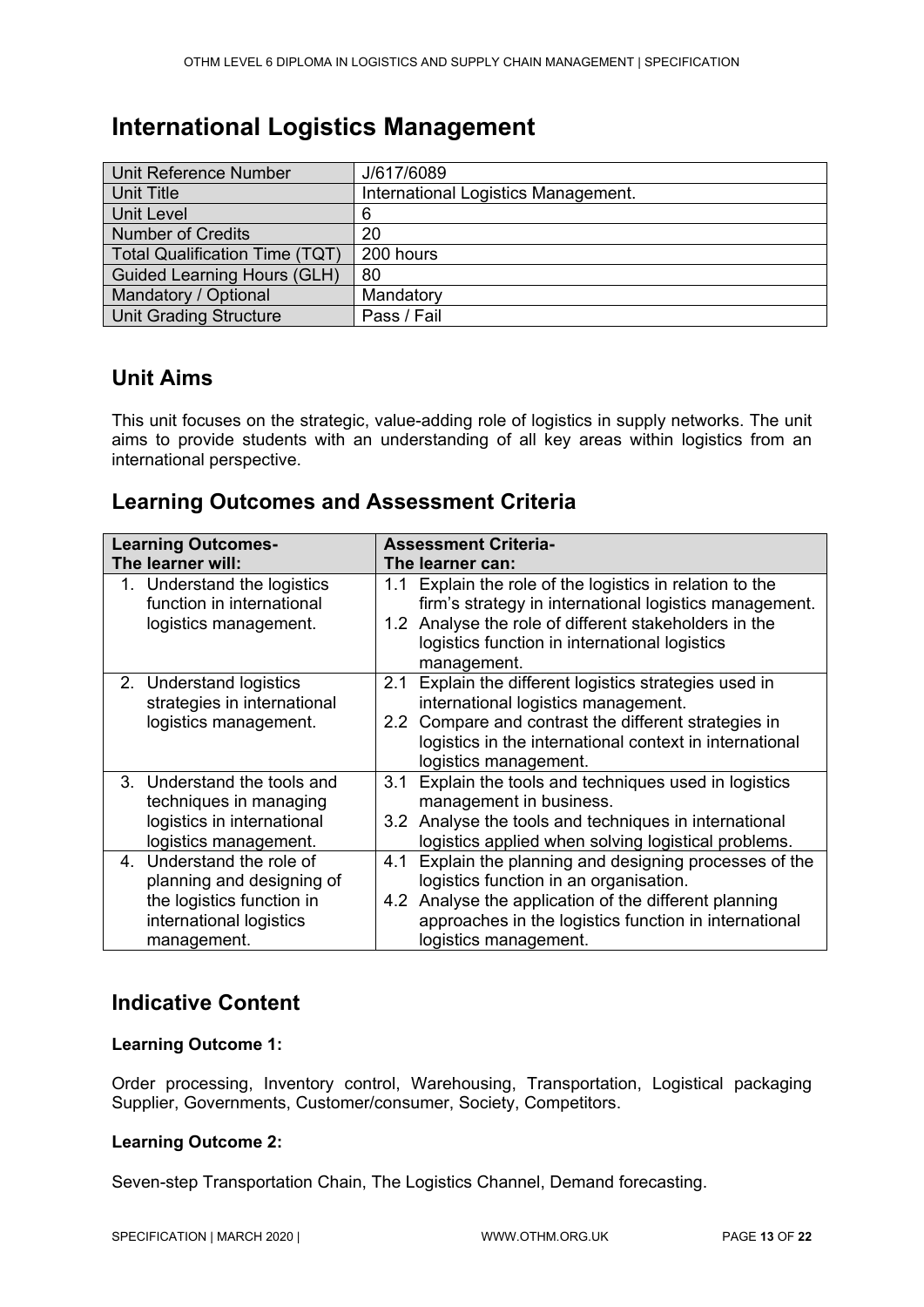# International Logistics Management

| Unit Reference Number | J/617/6089 |
|---|---|
| Unit Title | International Logistics Management. |
| Unit Level | 6 |
| Number of Credits | 20 |
| Total Qualification Time (TQT) | 200 hours |
| Guided Learning Hours (GLH) | 80 |
| Mandatory / Optional | Mandatory |
| Unit Grading Structure | Pass / Fail |

## Unit Aims

This unit focuses on the strategic, value-adding role of logistics in supply networks. The unit aims to provide students with an understanding of all key areas within logistics from an international perspective.

## Learning Outcomes and Assessment Criteria

| Learning Outcomes- The learner will: | Assessment Criteria- The learner can: |
|---|---|
| 1. Understand the logistics function in international logistics management. | 1.1 Explain the role of the logistics in relation to the firm's strategy in international logistics management. 1.2 Analyse the role of different stakeholders in the logistics function in international logistics management. |
| 2. Understand logistics strategies in international logistics management. | 2.1 Explain the different logistics strategies used in international logistics management. 2.2 Compare and contrast the different strategies in logistics in the international context in international logistics management. |
| 3. Understand the tools and techniques in managing logistics in international logistics management. | 3.1 Explain the tools and techniques used in logistics management in business. 3.2 Analyse the tools and techniques in international logistics applied when solving logistical problems. |
| 4. Understand the role of planning and designing of the logistics function in international logistics management. | 4.1 Explain the planning and designing processes of the logistics function in an organisation. 4.2 Analyse the application of the different planning approaches in the logistics function in international logistics management. |

## Indicative Content

**Learning Outcome 1:**

Order processing, Inventory control, Warehousing, Transportation, Logistical packaging Supplier, Governments, Customer/consumer, Society, Competitors.

**Learning Outcome 2:**

Seven-step Transportation Chain, The Logistics Channel, Demand forecasting.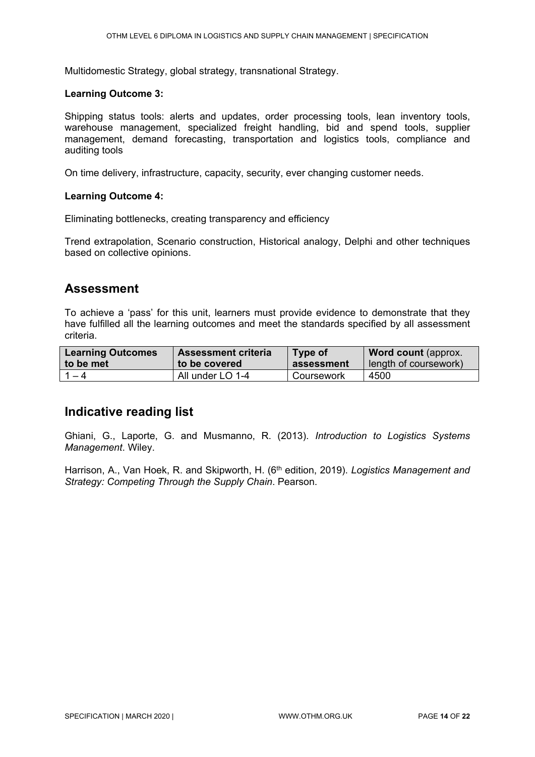Multidomestic Strategy, global strategy, transnational Strategy.

**Learning Outcome 3:**

Shipping status tools: alerts and updates, order processing tools, lean inventory tools, warehouse management, specialized freight handling, bid and spend tools, supplier management, demand forecasting, transportation and logistics tools, compliance and auditing tools

On time delivery, infrastructure, capacity, security, ever changing customer needs.

**Learning Outcome 4:**

Eliminating bottlenecks, creating transparency and efficiency

Trend extrapolation, Scenario construction, Historical analogy, Delphi and other techniques based on collective opinions.

## Assessment

To achieve a 'pass' for this unit, learners must provide evidence to demonstrate that they have fulfilled all the learning outcomes and meet the standards specified by all assessment criteria.

| Learning Outcomes to be met | Assessment criteria to be covered | Type of assessment | **Word count** (approx. length of coursework) |
|---|---|---|---|
| 1 – 4 | All under LO 1-4 | Coursework | 4500 |

## Indicative reading list

Ghiani, G., Laporte, G. and Musmanno, R. (2013). *Introduction to Logistics Systems Management*. Wiley.

Harrison, A., Van Hoek, R. and Skipworth, H. (6th edition, 2019). *Logistics Management and Strategy: Competing Through the Supply Chain*. Pearson.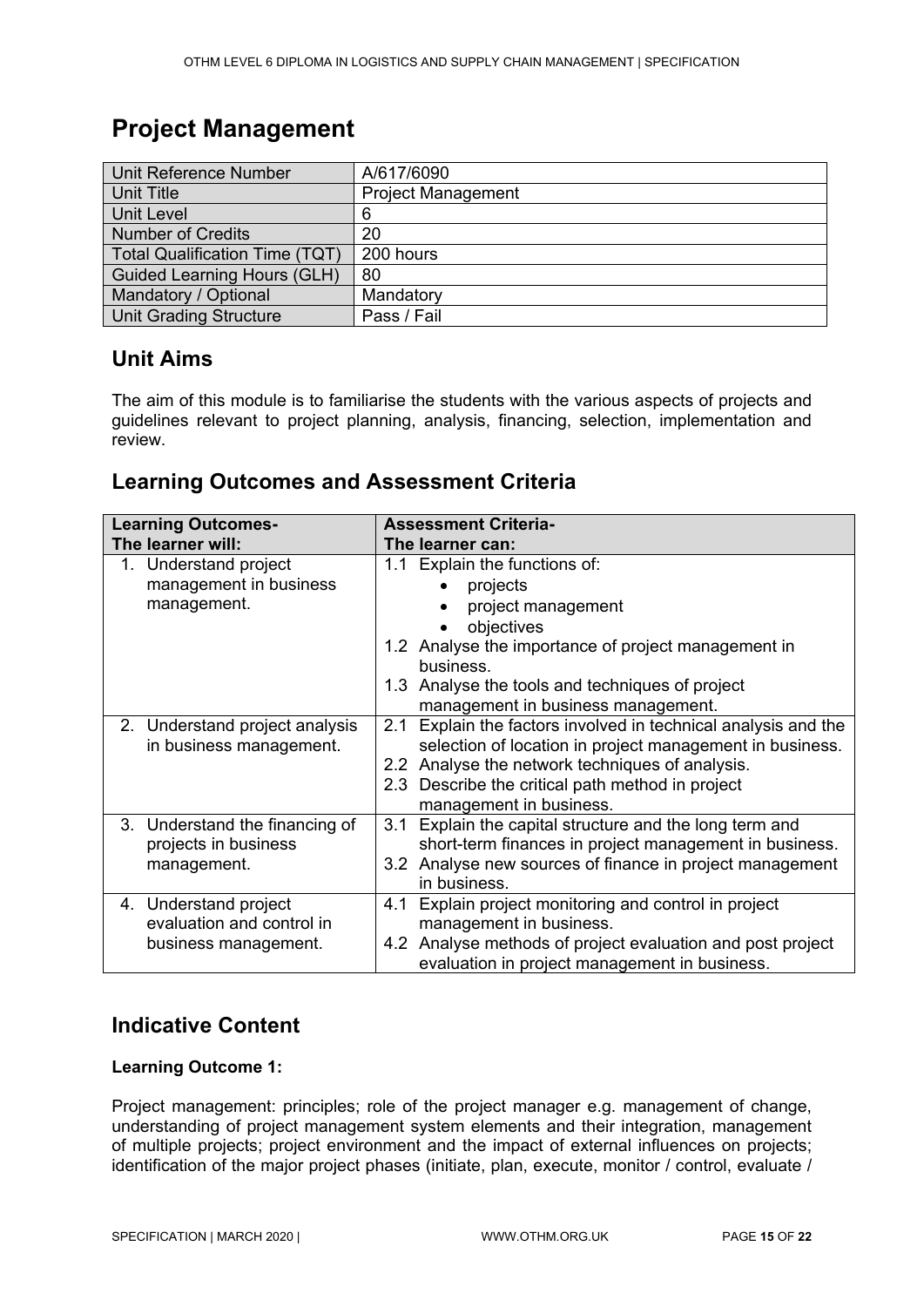# Project Management

| Unit Reference Number | A/617/6090 |
|---|---|
| Unit Title | Project Management |
| Unit Level | 6 |
| Number of Credits | 20 |
| Total Qualification Time (TQT) | 200 hours |
| Guided Learning Hours (GLH) | 80 |
| Mandatory / Optional | Mandatory |
| Unit Grading Structure | Pass / Fail |

## Unit Aims

The aim of this module is to familiarise the students with the various aspects of projects and guidelines relevant to project planning, analysis, financing, selection, implementation and review.

## Learning Outcomes and Assessment Criteria

| Learning Outcomes- The learner will: | Assessment Criteria- The learner can: |
|---|---|
| 1. Understand project management in business management. | 1.1 Explain the functions of: <br>• projects <br>• project management <br>• objectives <br>1.2 Analyse the importance of project management in business. <br>1.3 Analyse the tools and techniques of project management in business management. |
| 2. Understand project analysis in business management. | 2.1 Explain the factors involved in technical analysis and the selection of location in project management in business. <br>2.2 Analyse the network techniques of analysis. <br>2.3 Describe the critical path method in project management in business. |
| 3. Understand the financing of projects in business management. | 3.1 Explain the capital structure and the long term and short-term finances in project management in business. <br>3.2 Analyse new sources of finance in project management in business. |
| 4. Understand project evaluation and control in business management. | 4.1 Explain project monitoring and control in project management in business. <br>4.2 Analyse methods of project evaluation and post project evaluation in project management in business. |

## Indicative Content

**Learning Outcome 1:**

Project management: principles; role of the project manager e.g. management of change, understanding of project management system elements and their integration, management of multiple projects; project environment and the impact of external influences on projects; identification of the major project phases (initiate, plan, execute, monitor / control, evaluate /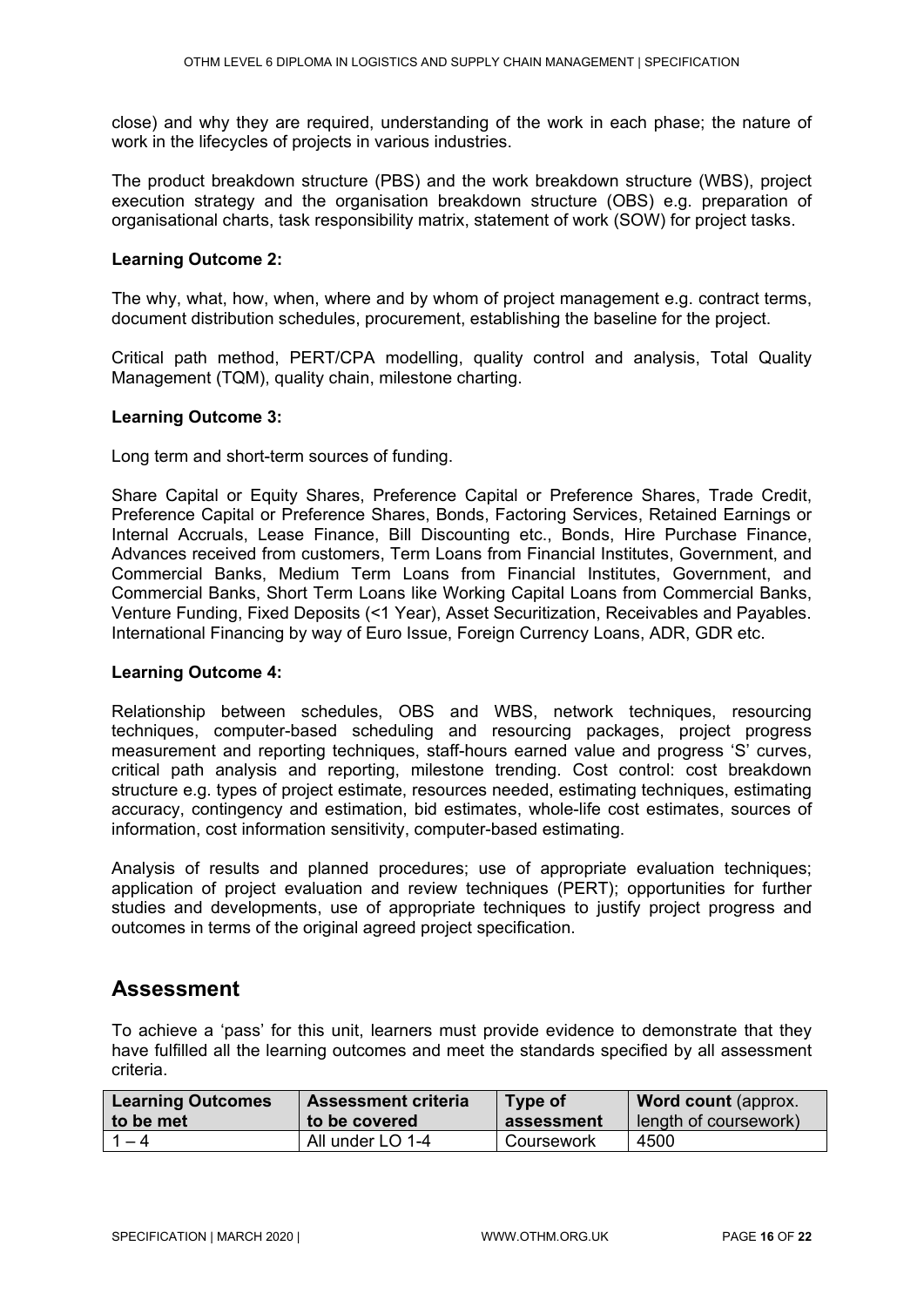close) and why they are required, understanding of the work in each phase; the nature of work in the lifecycles of projects in various industries.

The product breakdown structure (PBS) and the work breakdown structure (WBS), project execution strategy and the organisation breakdown structure (OBS) e.g. preparation of organisational charts, task responsibility matrix, statement of work (SOW) for project tasks.

**Learning Outcome 2:**

The why, what, how, when, where and by whom of project management e.g. contract terms, document distribution schedules, procurement, establishing the baseline for the project.

Critical path method, PERT/CPA modelling, quality control and analysis, Total Quality Management (TQM), quality chain, milestone charting.

**Learning Outcome 3:**

Long term and short-term sources of funding.

Share Capital or Equity Shares, Preference Capital or Preference Shares, Trade Credit, Preference Capital or Preference Shares, Bonds, Factoring Services, Retained Earnings or Internal Accruals, Lease Finance, Bill Discounting etc., Bonds, Hire Purchase Finance, Advances received from customers, Term Loans from Financial Institutes, Government, and Commercial Banks, Medium Term Loans from Financial Institutes, Government, and Commercial Banks, Short Term Loans like Working Capital Loans from Commercial Banks, Venture Funding, Fixed Deposits (<1 Year), Asset Securitization, Receivables and Payables. International Financing by way of Euro Issue, Foreign Currency Loans, ADR, GDR etc.

**Learning Outcome 4:**

Relationship between schedules, OBS and WBS, network techniques, resourcing techniques, computer-based scheduling and resourcing packages, project progress measurement and reporting techniques, staff-hours earned value and progress 'S' curves, critical path analysis and reporting, milestone trending. Cost control: cost breakdown structure e.g. types of project estimate, resources needed, estimating techniques, estimating accuracy, contingency and estimation, bid estimates, whole-life cost estimates, sources of information, cost information sensitivity, computer-based estimating.

Analysis of results and planned procedures; use of appropriate evaluation techniques; application of project evaluation and review techniques (PERT); opportunities for further studies and developments, use of appropriate techniques to justify project progress and outcomes in terms of the original agreed project specification.

## Assessment

To achieve a 'pass' for this unit, learners must provide evidence to demonstrate that they have fulfilled all the learning outcomes and meet the standards specified by all assessment criteria.

| **Learning Outcomes to be met** | **Assessment criteria to be covered** | **Type of assessment** | **Word count** (approx. length of coursework) |
|---|---|---|---|
| 1 – 4 | All under LO 1-4 | Coursework | 4500 |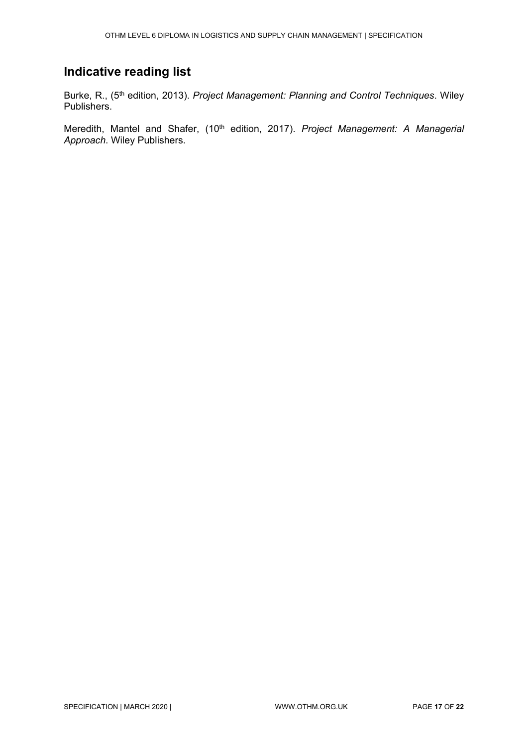## Indicative reading list

Burke, R., (5th edition, 2013). *Project Management: Planning and Control Techniques*. Wiley Publishers.

Meredith, Mantel and Shafer, (10th edition, 2017). *Project Management: A Managerial Approach*. Wiley Publishers.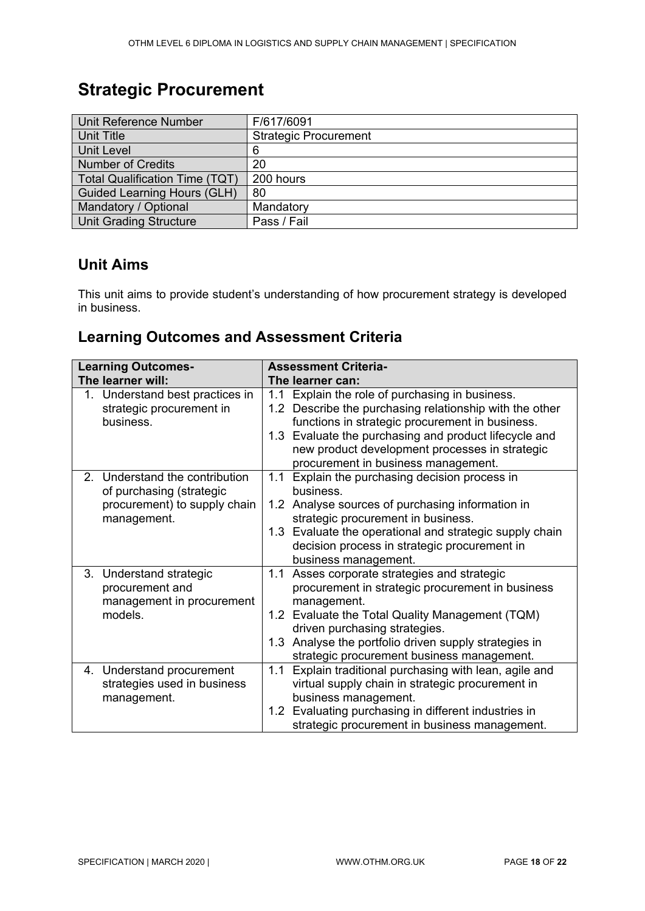# Strategic Procurement

| Unit Reference Number | F/617/6091 |
|---|---|
| Unit Title | Strategic Procurement |
| Unit Level | 6 |
| Number of Credits | 20 |
| Total Qualification Time (TQT) | 200 hours |
| Guided Learning Hours (GLH) | 80 |
| Mandatory / Optional | Mandatory |
| Unit Grading Structure | Pass / Fail |

## Unit Aims

This unit aims to provide student's understanding of how procurement strategy is developed in business.

## Learning Outcomes and Assessment Criteria

| Learning Outcomes- The learner will: | Assessment Criteria- The learner can: |
|---|---|
| 1. Understand best practices in strategic procurement in business. | 1.1 Explain the role of purchasing in business.<br>1.2 Describe the purchasing relationship with the other functions in strategic procurement in business.<br>1.3 Evaluate the purchasing and product lifecycle and new product development processes in strategic procurement in business management. |
| 2. Understand the contribution of purchasing (strategic procurement) to supply chain management. | 1.1 Explain the purchasing decision process in business.<br>1.2 Analyse sources of purchasing information in strategic procurement in business.<br>1.3 Evaluate the operational and strategic supply chain decision process in strategic procurement in business management. |
| 3. Understand strategic procurement and management in procurement models. | 1.1 Asses corporate strategies and strategic procurement in strategic procurement in business management.<br>1.2 Evaluate the Total Quality Management (TQM) driven purchasing strategies.<br>1.3 Analyse the portfolio driven supply strategies in strategic procurement business management. |
| 4. Understand procurement strategies used in business management. | 1.1 Explain traditional purchasing with lean, agile and virtual supply chain in strategic procurement in business management.<br>1.2 Evaluating purchasing in different industries in strategic procurement in business management. |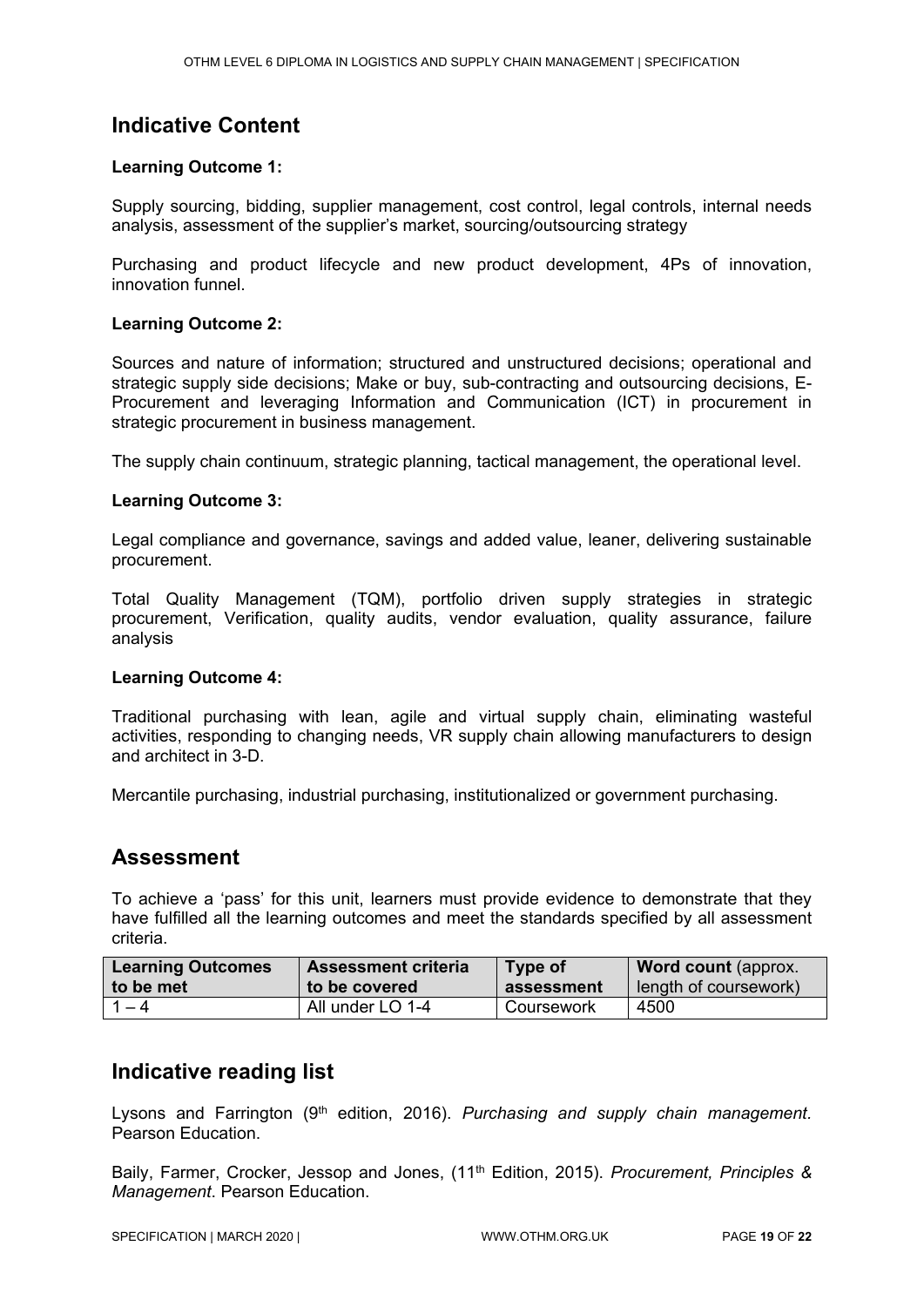## Indicative Content

**Learning Outcome 1:**

Supply sourcing, bidding, supplier management, cost control, legal controls, internal needs analysis, assessment of the supplier's market, sourcing/outsourcing strategy

Purchasing and product lifecycle and new product development, 4Ps of innovation, innovation funnel.

**Learning Outcome 2:**

Sources and nature of information; structured and unstructured decisions; operational and strategic supply side decisions; Make or buy, sub-contracting and outsourcing decisions, E-Procurement and leveraging Information and Communication (ICT) in procurement in strategic procurement in business management.

The supply chain continuum, strategic planning, tactical management, the operational level.

**Learning Outcome 3:**

Legal compliance and governance, savings and added value, leaner, delivering sustainable procurement.

Total Quality Management (TQM), portfolio driven supply strategies in strategic procurement, Verification, quality audits, vendor evaluation, quality assurance, failure analysis

**Learning Outcome 4:**

Traditional purchasing with lean, agile and virtual supply chain, eliminating wasteful activities, responding to changing needs, VR supply chain allowing manufacturers to design and architect in 3-D.

Mercantile purchasing, industrial purchasing, institutionalized or government purchasing.

## Assessment

To achieve a 'pass' for this unit, learners must provide evidence to demonstrate that they have fulfilled all the learning outcomes and meet the standards specified by all assessment criteria.

| **Learning Outcomes to be met** | **Assessment criteria to be covered** | **Type of assessment** | **Word count** (approx. length of coursework) |
|---|---|---|---|
| 1 – 4 | All under LO 1-4 | Coursework | 4500 |

## Indicative reading list

Lysons and Farrington (9th edition, 2016). *Purchasing and supply chain management.* Pearson Education.

Baily, Farmer, Crocker, Jessop and Jones, (11th Edition, 2015). *Procurement, Principles & Management*. Pearson Education.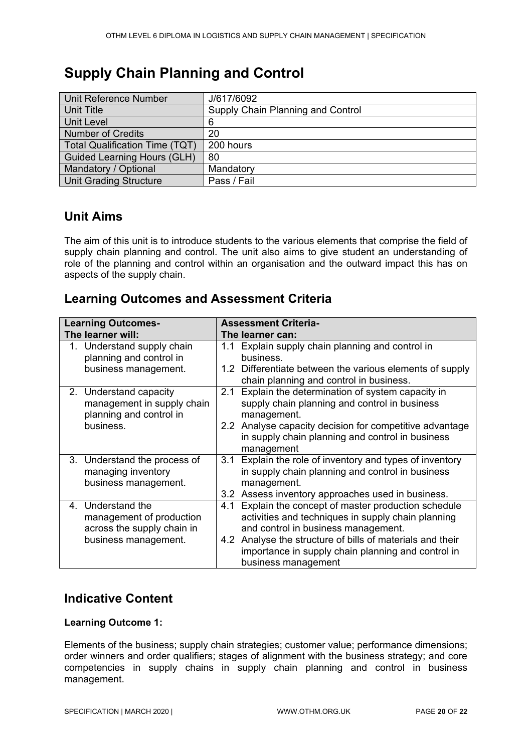# Supply Chain Planning and Control

| Unit Reference Number | J/617/6092 |
|---|---|
| Unit Title | Supply Chain Planning and Control |
| Unit Level | 6 |
| Number of Credits | 20 |
| Total Qualification Time (TQT) | 200 hours |
| Guided Learning Hours (GLH) | 80 |
| Mandatory / Optional | Mandatory |
| Unit Grading Structure | Pass / Fail |

## Unit Aims

The aim of this unit is to introduce students to the various elements that comprise the field of supply chain planning and control. The unit also aims to give student an understanding of role of the planning and control within an organisation and the outward impact this has on aspects of the supply chain.

## Learning Outcomes and Assessment Criteria

| Learning Outcomes- The learner will: | Assessment Criteria- The learner can: |
|---|---|
| 1. Understand supply chain planning and control in business management. | 1.1 Explain supply chain planning and control in business. <br> 1.2 Differentiate between the various elements of supply chain planning and control in business. |
| 2. Understand capacity management in supply chain planning and control in business. | 2.1 Explain the determination of system capacity in supply chain planning and control in business management. <br> 2.2 Analyse capacity decision for competitive advantage in supply chain planning and control in business management |
| 3. Understand the process of managing inventory business management. | 3.1 Explain the role of inventory and types of inventory in supply chain planning and control in business management. <br> 3.2 Assess inventory approaches used in business. |
| 4. Understand the management of production across the supply chain in business management. | 4.1 Explain the concept of master production schedule activities and techniques in supply chain planning and control in business management. <br> 4.2 Analyse the structure of bills of materials and their importance in supply chain planning and control in business management |

## Indicative Content

**Learning Outcome 1:**

Elements of the business; supply chain strategies; customer value; performance dimensions; order winners and order qualifiers; stages of alignment with the business strategy; and core competencies in supply chains in supply chain planning and control in business management.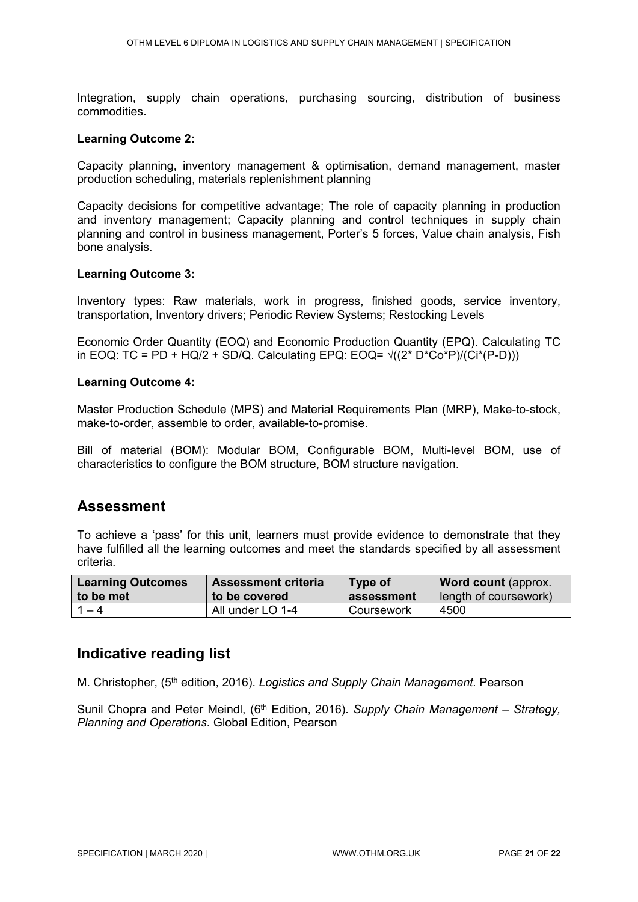Integration, supply chain operations, purchasing sourcing, distribution of business commodities.

**Learning Outcome 2:**

Capacity planning, inventory management & optimisation, demand management, master production scheduling, materials replenishment planning

Capacity decisions for competitive advantage; The role of capacity planning in production and inventory management; Capacity planning and control techniques in supply chain planning and control in business management, Porter's 5 forces, Value chain analysis, Fish bone analysis.

**Learning Outcome 3:**

Inventory types: Raw materials, work in progress, finished goods, service inventory, transportation, Inventory drivers; Periodic Review Systems; Restocking Levels

Economic Order Quantity (EOQ) and Economic Production Quantity (EPQ). Calculating TC in EOQ: $TC = PD + HQ/2 + SD/Q$. Calculating EPQ: $EOQ = \sqrt{(2 * D * Co * P)/(Ci * (P - D))}$

**Learning Outcome 4:**

Master Production Schedule (MPS) and Material Requirements Plan (MRP), Make-to-stock, make-to-order, assemble to order, available-to-promise.

Bill of material (BOM): Modular BOM, Configurable BOM, Multi-level BOM, use of characteristics to configure the BOM structure, BOM structure navigation.

## Assessment

To achieve a 'pass' for this unit, learners must provide evidence to demonstrate that they have fulfilled all the learning outcomes and meet the standards specified by all assessment criteria.

| Learning Outcomes to be met | Assessment criteria to be covered | Type of assessment | **Word count** (approx. length of coursework) |
|---|---|---|---|
| 1 – 4 | All under LO 1-4 | Coursework | 4500 |

## Indicative reading list

M. Christopher, (5th edition, 2016). *Logistics and Supply Chain Management.* Pearson

Sunil Chopra and Peter Meindl, (6th Edition, 2016). *Supply Chain Management – Strategy, Planning and Operations.* Global Edition, Pearson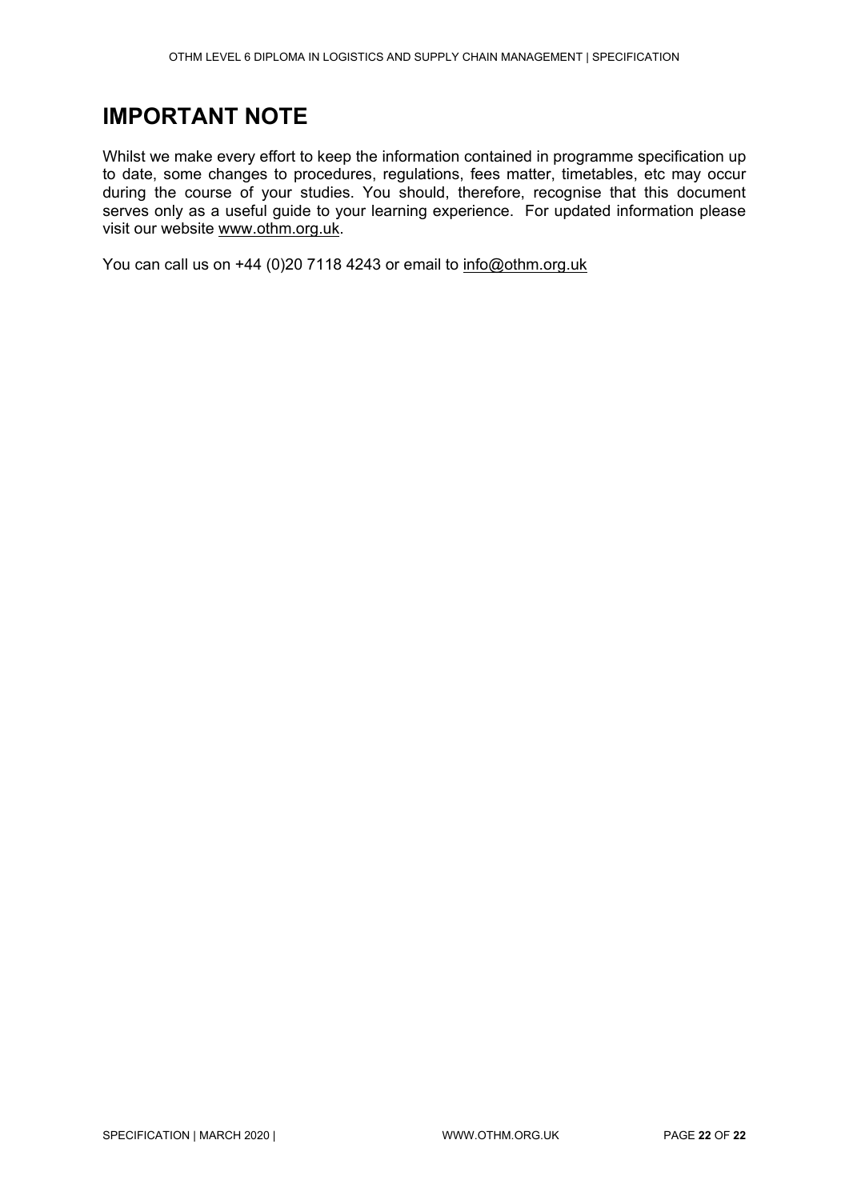# IMPORTANT NOTE

Whilst we make every effort to keep the information contained in programme specification up to date, some changes to procedures, regulations, fees matter, timetables, etc may occur during the course of your studies. You should, therefore, recognise that this document serves only as a useful guide to your learning experience. For updated information please visit our website www.othm.org.uk.

You can call us on +44 (0)20 7118 4243 or email to info@othm.org.uk